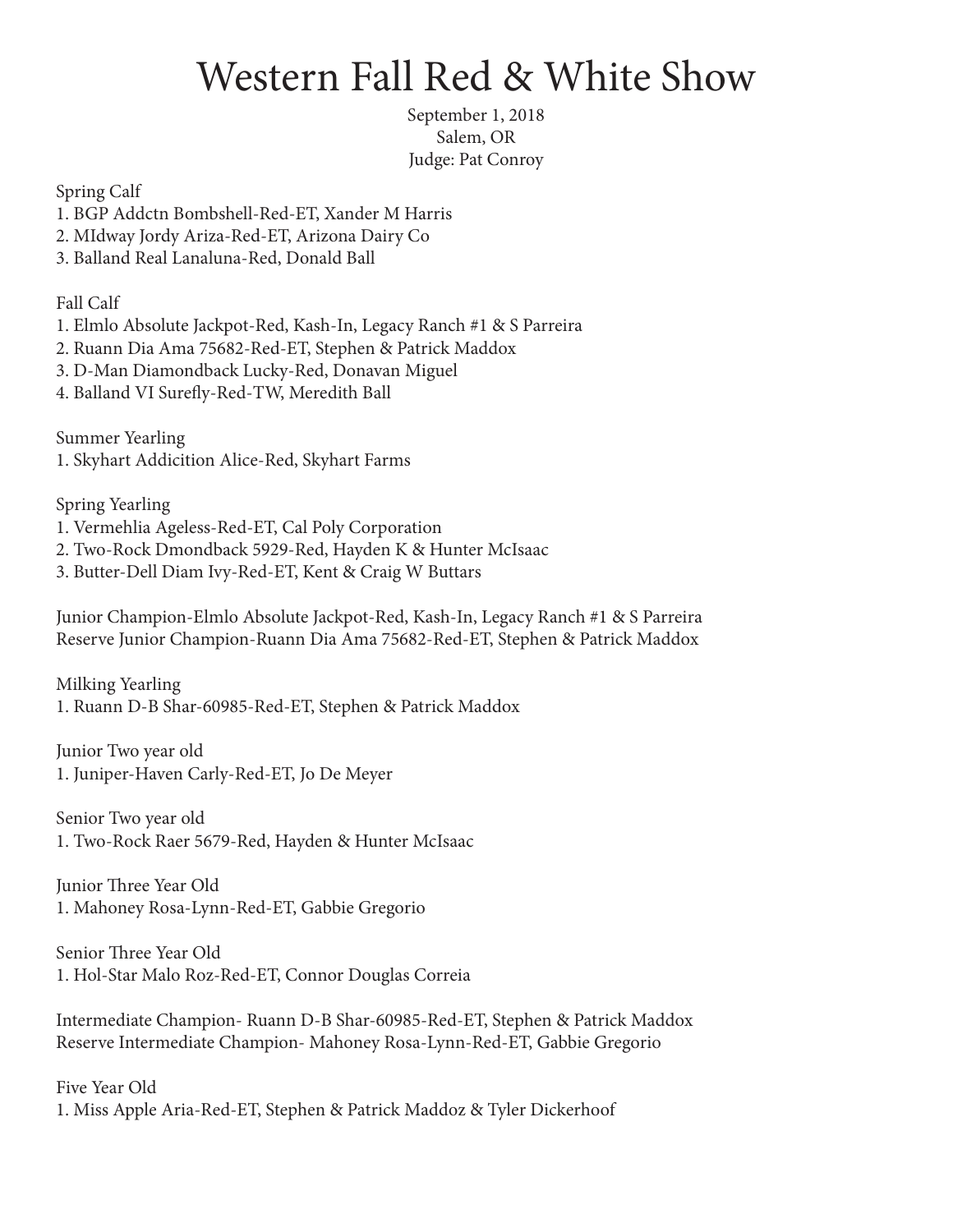# Western Fall Red & White Show

September 1, 2018
Salem, OR
Judge: Pat Conroy

Spring Calf
1. BGP Addctn Bombshell-Red-ET, Xander M Harris
2. MIdway Jordy Ariza-Red-ET, Arizona Dairy Co
3. Balland Real Lanaluna-Red, Donald Ball

Fall Calf
1. Elmlo Absolute Jackpot-Red, Kash-In, Legacy Ranch #1 & S Parreira
2. Ruann Dia Ama 75682-Red-ET, Stephen & Patrick Maddox
3. D-Man Diamondback Lucky-Red, Donavan Miguel
4. Balland VI Surefly-Red-TW, Meredith Ball

Summer Yearling
1. Skyhart Addicition Alice-Red, Skyhart Farms

Spring Yearling
1. Vermehlia Ageless-Red-ET, Cal Poly Corporation
2. Two-Rock Dmondback 5929-Red, Hayden K & Hunter McIsaac
3. Butter-Dell Diam Ivy-Red-ET, Kent & Craig W Buttars

Junior Champion-Elmlo Absolute Jackpot-Red, Kash-In, Legacy Ranch #1 & S Parreira
Reserve Junior Champion-Ruann Dia Ama 75682-Red-ET, Stephen & Patrick Maddox

Milking Yearling
1. Ruann D-B Shar-60985-Red-ET, Stephen & Patrick Maddox

Junior Two year old
1. Juniper-Haven Carly-Red-ET, Jo De Meyer

Senior Two year old
1. Two-Rock Raer 5679-Red, Hayden & Hunter McIsaac

Junior Three Year Old
1. Mahoney Rosa-Lynn-Red-ET, Gabbie Gregorio

Senior Three Year Old
1. Hol-Star Malo Roz-Red-ET, Connor Douglas Correia

Intermediate Champion- Ruann D-B Shar-60985-Red-ET, Stephen & Patrick Maddox
Reserve Intermediate Champion- Mahoney Rosa-Lynn-Red-ET, Gabbie Gregorio

Five Year Old
1. Miss Apple Aria-Red-ET, Stephen & Patrick Maddoz & Tyler Dickerhoof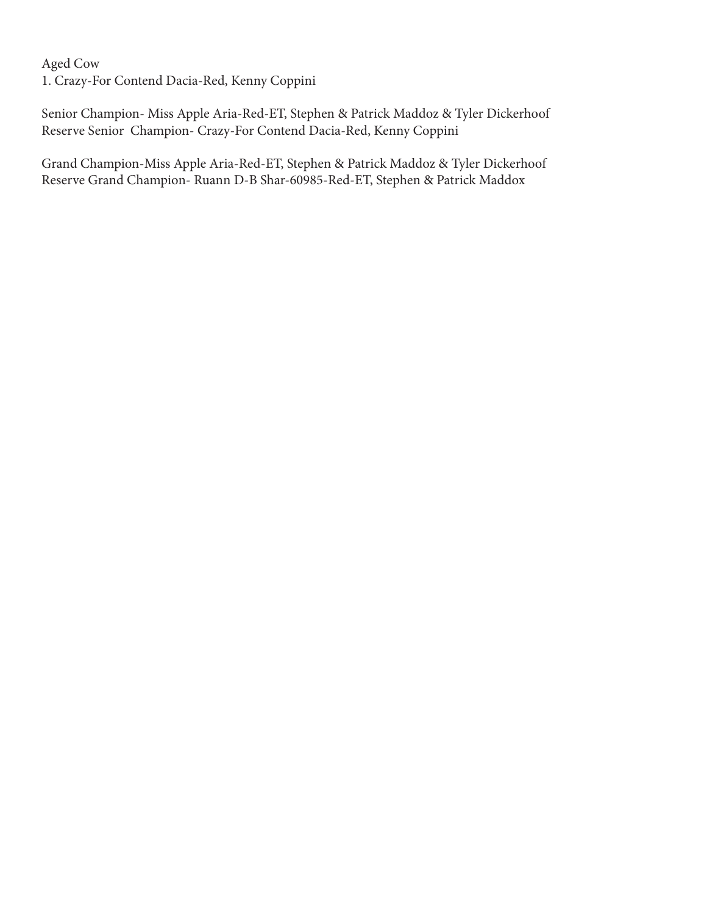Aged Cow
1. Crazy-For Contend Dacia-Red, Kenny Coppini

Senior Champion- Miss Apple Aria-Red-ET, Stephen & Patrick Maddoz & Tyler Dickerhoof
Reserve Senior  Champion- Crazy-For Contend Dacia-Red, Kenny Coppini

Grand Champion-Miss Apple Aria-Red-ET, Stephen & Patrick Maddoz & Tyler Dickerhoof
Reserve Grand Champion- Ruann D-B Shar-60985-Red-ET, Stephen & Patrick Maddox